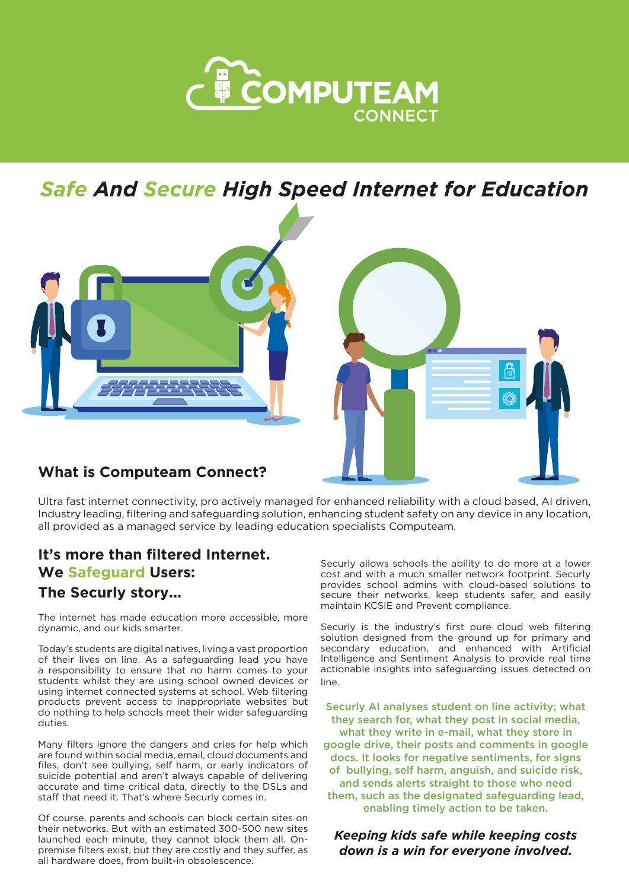# COMPUTEAM CONNECT

## *Safe And Secure High Speed Internet for Education*

### What is Computeam Connect?

Ultra fast internet connectivity, pro actively managed for enhanced reliability with a cloud based, AI driven, Industry leading, filtering and safeguarding solution, enhancing student safety on any device in any location, all provided as a managed service by leading education specialists Computeam.

### It's more than filtered Internet. We Safeguard Users: The Securly story...

The internet has made education more accessible, more dynamic, and our kids smarter.

Today's students are digital natives, living a vast proportion of their lives on line. As a safeguarding lead you have a responsibility to ensure that no harm comes to your students whilst they are using school owned devices or using internet connected systems at school. Web filtering products prevent access to inappropriate websites but do nothing to help schools meet their wider safeguarding duties.

Many filters ignore the dangers and cries for help which are found within social media, email, cloud documents and files, don't see bullying, self harm, or early indicators of suicide potential and aren't always capable of delivering accurate and time critical data, directly to the DSLs and staff that need it. That's where Securly comes in.

Of course, parents and schools can block certain sites on their networks. But with an estimated 300-500 new sites launched each minute, they cannot block them all. On-premise filters exist, but they are costly and they suffer, as all hardware does, from built-in obsolescence.

Securly allows schools the ability to do more at a lower cost and with a much smaller network footprint. Securly provides school admins with cloud-based solutions to secure their networks, keep students safer, and easily maintain KCSIE and Prevent compliance.

Securly is the industry's first pure cloud web filtering solution designed from the ground up for primary and secondary education, and enhanced with Artificial Intelligence and Sentiment Analysis to provide real time actionable insights into safeguarding issues detected on line.

**Securly AI analyses student on line activity; what they search for, what they post in social media, what they write in e-mail, what they store in google drive, their posts and comments in google docs. It looks for negative sentiments, for signs of bullying, self harm, anguish, and suicide risk, and sends alerts straight to those who need them, such as the designated safeguarding lead, enabling timely action to be taken.**

***Keeping kids safe while keeping costs down is a win for everyone involved.***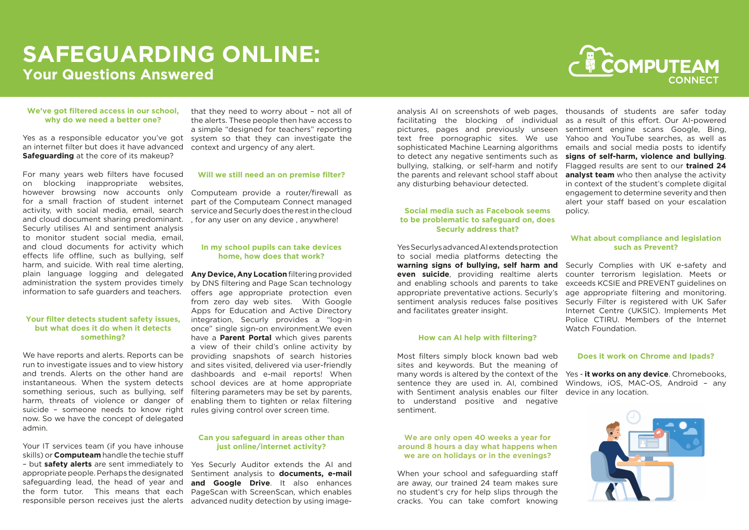# SAFEGUARDING ONLINE:

## Your Questions Answered

### We've got filtered access in our school, why do we need a better one?

Yes as a responsible educator you've got an internet filter but does it have advanced **Safeguarding** at the core of its makeup?

For many years web filters have focused on blocking inappropriate websites, however browsing now accounts only for a small fraction of student internet activity, with social media, email, search and cloud document sharing predominant. Securly utilises AI and sentiment analysis to monitor student social media, email, and cloud documents for activity which effects life offline, such as bullying, self harm, and suicide. With real time alerting, plain language logging and delegated administration the system provides timely information to safe guarders and teachers.

### Your filter detects student safety issues, but what does it do when it detects something?

We have reports and alerts. Reports can be run to investigate issues and to view history and trends. Alerts on the other hand are instantaneous. When the system detects something serious, such as bullying, self harm, threats of violence or danger of suicide – someone needs to know right now. So we have the concept of delegated admin.

Your IT services team (if you have inhouse skills) or **Computeam** handle the techie stuff – but **safety alerts** are sent immediately to appropriate people. Perhaps the designated safeguarding lead, the head of year and the form tutor. This means that each responsible person receives just the alerts that they need to worry about – not all of the alerts. These people then have access to a simple "designed for teachers" reporting system so that they can investigate the context and urgency of any alert.

### Will we still need an on premise filter?

Computeam provide a router/firewall as part of the Computeam Connect managed service and Securly does the rest in the cloud , for any user on any device , anywhere!

### In my school pupils can take devices home, how does that work?

**Any Device, Any Location** filtering provided by DNS filtering and Page Scan technology offers age appropriate protection even from zero day web sites. With Google Apps for Education and Active Directory integration, Securly provides a "log-in once" single sign-on environment.We even have a **Parent Portal** which gives parents a view of their child's online activity by providing snapshots of search histories and sites visited, delivered via user-friendly dashboards and e-mail reports! When school devices are at home appropriate filtering parameters may be set by parents, enabling them to tighten or relax filtering rules giving control over screen time.

### Can you safeguard in areas other than just online/internet activity?

Yes Securly Auditor extends the AI and Sentiment analysis to **documents, e-mail and Google Drive**. It also enhances PageScan with ScreenScan, which enables advanced nudity detection by using image-analysis AI on screenshots of web pages, facilitating the blocking of individual pictures, pages and previously unseen text free pornographic sites. We use sophisticated Machine Learning algorithms to detect any negative sentiments such as bullying, stalking, or self-harm and notify the parents and relevant school staff about any disturbing behaviour detected.

### Social media such as Facebook seems to be problematic to safeguard on, does Securly address that?

Yes Securlys advanced AI extends protection to social media platforms detecting the **warning signs of bullying, self harm and even suicide**, providing realtime alerts and enabling schools and parents to take appropriate preventative actions. Securly's sentiment analysis reduces false positives and facilitates greater insight.

### How can AI help with filtering?

Most filters simply block known bad web sites and keywords. But the meaning of many words is altered by the context of the sentence they are used in. AI, combined with Sentiment analysis enables our filter to understand positive and negative sentiment.

### We are only open 40 weeks a year for around 8 hours a day what happens when we are on holidays or in the evenings?

When your school and safeguarding staff are away, our trained 24 team makes sure no student's cry for help slips through the cracks. You can take comfort knowing thousands of students are safer today as a result of this effort. Our AI-powered sentiment engine scans Google, Bing, Yahoo and YouTube searches, as well as emails and social media posts to identify **signs of self-harm, violence and bullying**. Flagged results are sent to our **trained 24 analyst team** who then analyse the activity in context of the student's complete digital engagement to determine severity and then alert your staff based on your escalation policy.

### What about compliance and legislation such as Prevent?

Securly Complies with UK e-safety and counter terrorism legislation. Meets or exceeds KCSIE and PREVENT guidelines on age appropriate filtering and monitoring. Securly Filter is registered with UK Safer Internet Centre (UKSIC). Implements Met Police CTIRU. Members of the Internet Watch Foundation.

### Does it work on Chrome and Ipads?

Yes - **it works on any device**. Chromebooks, Windows, iOS, MAC-OS, Android – any device in any location.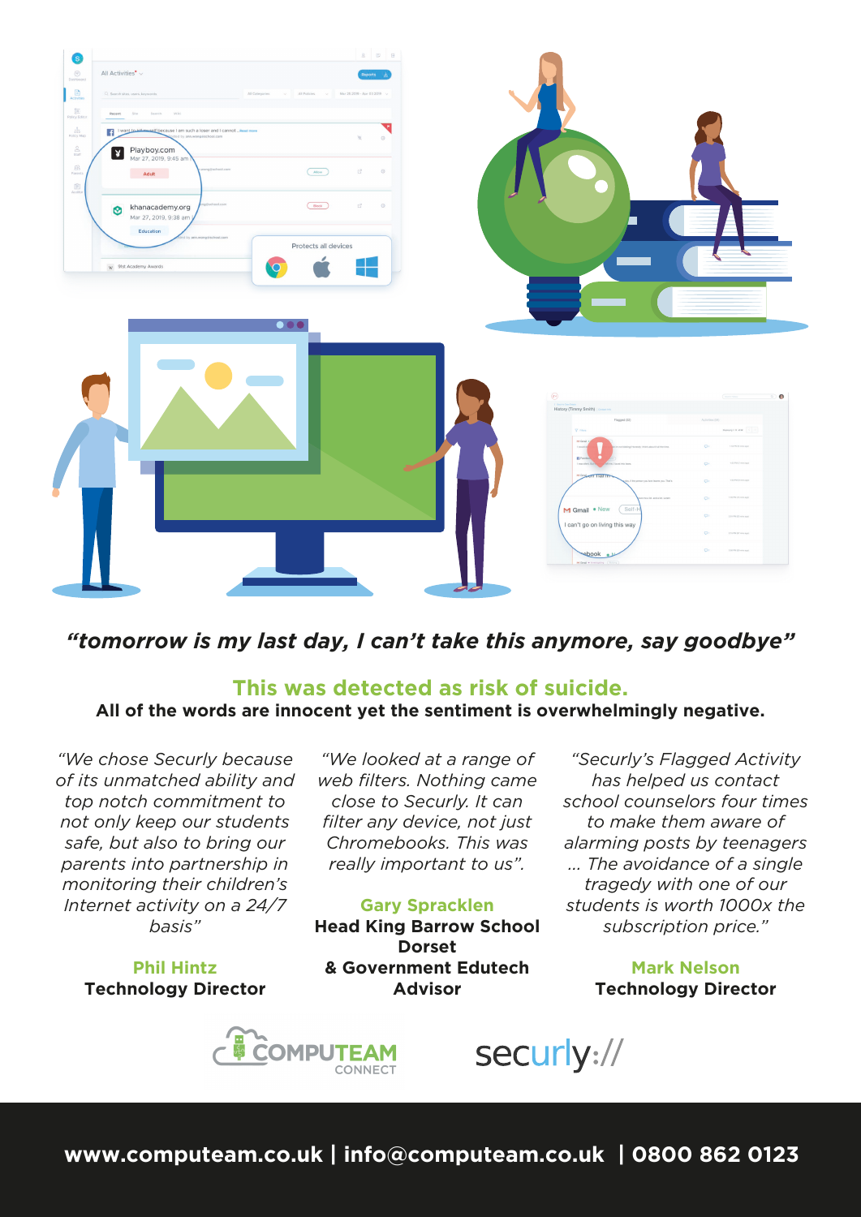*"tomorrow is my last day, I can't take this anymore, say goodbye"*

**This was detected as risk of suicide.**

**All of the words are innocent yet the sentiment is overwhelmingly negative.**

*"We chose Securly because of its unmatched ability and top notch commitment to not only keep our students safe, but also to bring our parents into partnership in monitoring their children's Internet activity on a 24/7 basis"*

**Phil Hintz**
**Technology Director**

*"We looked at a range of web filters. Nothing came close to Securly. It can filter any device, not just Chromebooks. This was really important to us".*

**Gary Spracklen**
**Head King Barrow School Dorset & Government Edutech Advisor**

*"Securly's Flagged Activity has helped us contact school counselors four times to make them aware of alarming posts by teenagers ... The avoidance of a single tragedy with one of our students is worth 1000x the subscription price."*

**Mark Nelson**
**Technology Director**

COMPUTEAM CONNECT

securly://

**www.computeam.co.uk | info@computeam.co.uk | 0800 862 0123**